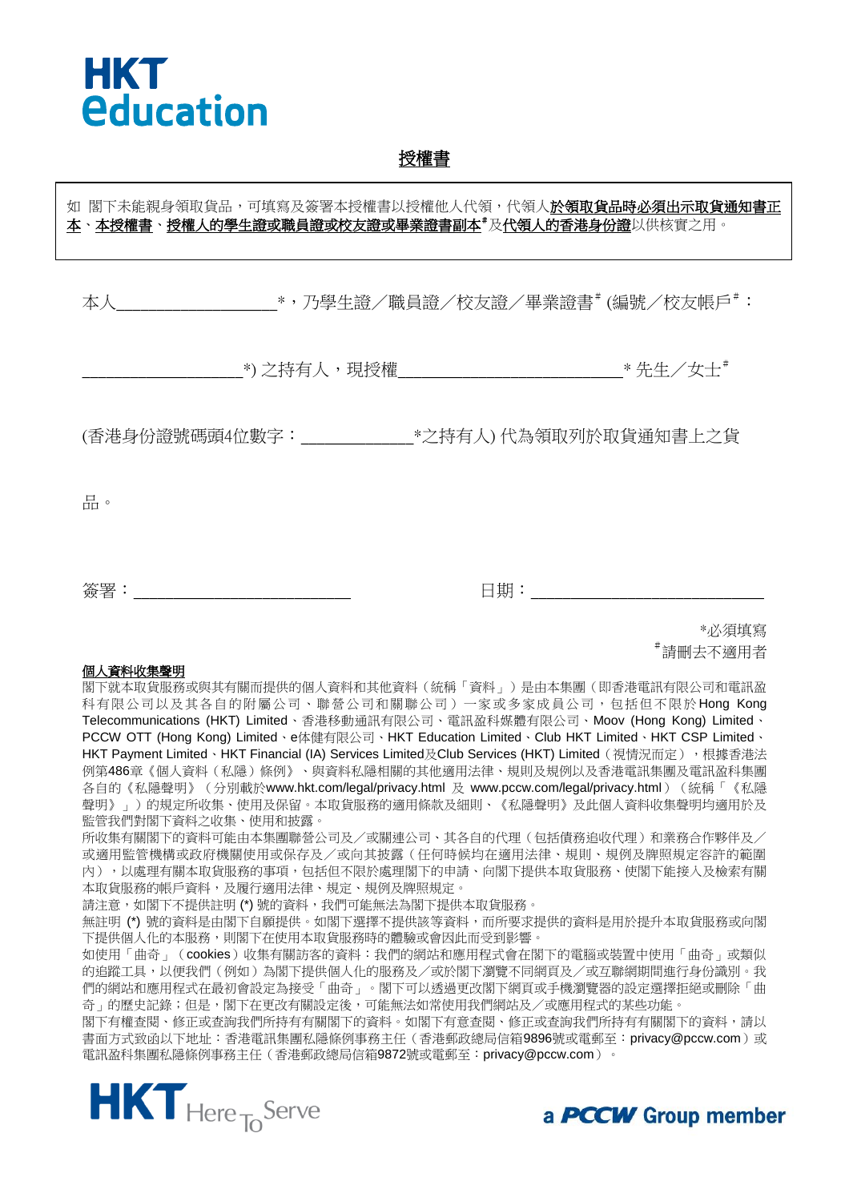HKT Education

# 授權書

如 閣下未能親身領取貨品，可填寫及簽署本授權書以授權他人代領，代領人**於領取貨品時必須出示取貨通知書正本**、**本授權書**、**授權人的學生證或職員證或校友證或畢業證書副本**#及**代領人的香港身份證**以供核實之用。

本人_________________*，乃學生證／職員證／校友證／畢業證書# (編號／校友帳戶#：

_________________*) 之持有人，現授權_______________________* 先生／女士#

(香港身份證號碼頭4位數字：___________*之持有人) 代為領取列於取貨通知書上之貨

品。

簽署：_______________________　　　　日期：________________________

*必須填寫

#請刪去不適用者

**個人資料收集聲明**

閣下就本取貨服務或與其有關而提供的個人資料和其他資料（統稱「資料」）是由本集團（即香港電訊有限公司和電訊盈科有限公司以及其各自的附屬公司、聯營公司和關聯公司）一家或多家成員公司，包括但不限於Hong Kong Telecommunications (HKT) Limited、香港移動通訊有限公司、電訊盈科媒體有限公司、Moov (Hong Kong) Limited、PCCW OTT (Hong Kong) Limited、e体健有限公司、HKT Education Limited、Club HKT Limited、HKT CSP Limited、HKT Payment Limited、HKT Financial (IA) Services Limited及Club Services (HKT) Limited（視情況而定），根據香港法例第486章《個人資料（私隱）條例》、與資料私隱相關的其他適用法律、規則及規例以及香港電訊集團及電訊盈科集團各自的《私隱聲明》（分別載於www.hkt.com/legal/privacy.html 及 www.pccw.com/legal/privacy.html）（統稱「《私隱聲明》」）的規定所收集、使用及保留。本取貨服務的適用條款及細則、《私隱聲明》及此個人資料收集聲明均適用於及監管我們對閣下資料之收集、使用和披露。

所收集有關閣下的資料可能由本集團聯營公司及／或關連公司、其各自的代理（包括債務追收代理）和業務合作夥伴及／或適用監管機構或政府機關使用或保存及／或向其披露（任何時候均在適用法律、規則、規例及牌照規定容許的範圍內），以處理有關本取貨服務的事項，包括但不限於處理閣下的申請、向閣下提供本取貨服務、使閣下能接入及檢索有關本取貨服務的帳戶資料，及履行適用法律、規定、規例及牌照規定。

請注意，如閣下不提供註明 (*) 號的資料，我們可能無法為閣下提供本取貨服務。

無註明 (*) 號的資料是由閣下自願提供。如閣下選擇不提供該等資料，而所要求提供的資料是用於提升本取貨服務或向閣下提供個人化的本服務，則閣下在使用本取貨服務時的體驗或會因此而受到影響。

如使用「曲奇」（cookies）收集有關訪客的資料：我們的網站和應用程式會在閣下的電腦或裝置中使用「曲奇」或類似的追蹤工具，以便我們（例如）為閣下提供個人化的服務及／或於閣下瀏覽不同網頁及／或互聯網期間進行身份識別。我們的網站和應用程式在最初會設定為接受「曲奇」。閣下可以透過更改閣下網頁或手機瀏覽器的設定選擇拒絕或刪除「曲奇」的歷史記錄；但是，閣下在更改有關設定後，可能無法如常使用我們網站及／或應用程式的某些功能。

閣下有權查閱、修正或查詢我們所持有有關閣下的資料。如閣下有意查閱、修正或查詢我們所持有有關閣下的資料，請以書面方式致函以下地址：香港電訊集團私隱條例事務主任（香港郵政總局信箱9896號或電郵至：privacy@pccw.com）或電訊盈科集團私隱條例事務主任（香港郵政總局信箱9872號或電郵至：privacy@pccw.com）。

HKT Here To Serve　　　　a PCCW Group member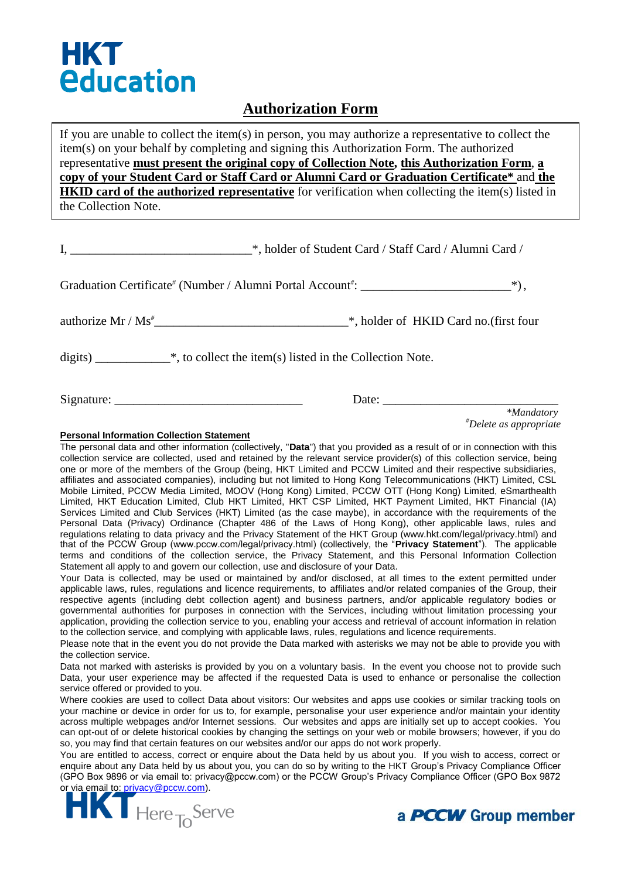# Authorization Form

If you are unable to collect the item(s) in person, you may authorize a representative to collect the item(s) on your behalf by completing and signing this Authorization Form. The authorized representative **must present the original copy of Collection Note**, **this Authorization Form**, **a copy of your Student Card or Staff Card or Alumni Card or Graduation Certificate*** and **the HKID card of the authorized representative** for verification when collecting the item(s) listed in the Collection Note.

I, ____________________________*, holder of Student Card / Staff Card / Alumni Card /

Graduation Certificate# (Number / Alumni Portal Account#: _______________________*),

authorize Mr / Ms#_____________________________*, holder of HKID Card no.(first four

digits) ___________*, to collect the item(s) listed in the Collection Note.

Signature: _____________________________ Date: ___________________________

*\*Mandatory*
*#Delete as appropriate*

**Personal Information Collection Statement**

The personal data and other information (collectively, "**Data**") that you provided as a result of or in connection with this collection service are collected, used and retained by the relevant service provider(s) of this collection service, being one or more of the members of the Group (being, HKT Limited and PCCW Limited and their respective subsidiaries, affiliates and associated companies), including but not limited to Hong Kong Telecommunications (HKT) Limited, CSL Mobile Limited, PCCW Media Limited, MOOV (Hong Kong) Limited, PCCW OTT (Hong Kong) Limited, eSmarthealth Limited, HKT Education Limited, Club HKT Limited, HKT CSP Limited, HKT Payment Limited, HKT Financial (IA) Services Limited and Club Services (HKT) Limited (as the case maybe), in accordance with the requirements of the Personal Data (Privacy) Ordinance (Chapter 486 of the Laws of Hong Kong), other applicable laws, rules and regulations relating to data privacy and the Privacy Statement of the HKT Group (www.hkt.com/legal/privacy.html) and that of the PCCW Group (www.pccw.com/legal/privacy.html) (collectively, the "**Privacy Statement**"). The applicable terms and conditions of the collection service, the Privacy Statement, and this Personal Information Collection Statement all apply to and govern our collection, use and disclosure of your Data.

Your Data is collected, may be used or maintained by and/or disclosed, at all times to the extent permitted under applicable laws, rules, regulations and licence requirements, to affiliates and/or related companies of the Group, their respective agents (including debt collection agent) and business partners, and/or applicable regulatory bodies or governmental authorities for purposes in connection with the Services, including without limitation processing your application, providing the collection service to you, enabling your access and retrieval of account information in relation to the collection service, and complying with applicable laws, rules, regulations and licence requirements.

Please note that in the event you do not provide the Data marked with asterisks we may not be able to provide you with the collection service.

Data not marked with asterisks is provided by you on a voluntary basis. In the event you choose not to provide such Data, your user experience may be affected if the requested Data is used to enhance or personalise the collection service offered or provided to you.

Where cookies are used to collect Data about visitors: Our websites and apps use cookies or similar tracking tools on your machine or device in order for us to, for example, personalise your user experience and/or maintain your identity across multiple webpages and/or Internet sessions. Our websites and apps are initially set up to accept cookies. You can opt-out of or delete historical cookies by changing the settings on your web or mobile browsers; however, if you do so, you may find that certain features on our websites and/or our apps do not work properly.

You are entitled to access, correct or enquire about the Data held by us about you. If you wish to access, correct or enquire about any Data held by us about you, you can do so by writing to the HKT Group's Privacy Compliance Officer (GPO Box 9896 or via email to: privacy@pccw.com) or the PCCW Group's Privacy Compliance Officer (GPO Box 9872 or via email to: privacy@pccw.com).